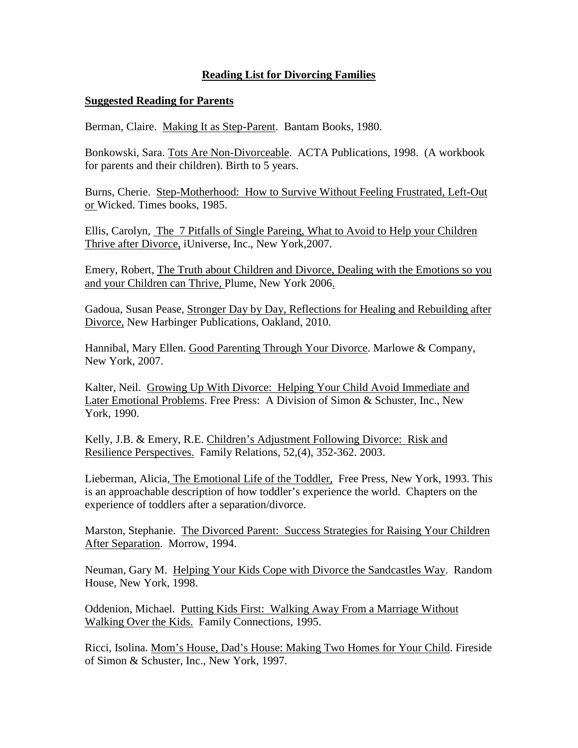# Reading List for Divorcing Families

## Suggested Reading for Parents

Berman, Claire. Making It as Step-Parent. Bantam Books, 1980.

Bonkowski, Sara. Tots Are Non-Divorceable. ACTA Publications, 1998. (A workbook for parents and their children). Birth to 5 years.

Burns, Cherie. Step-Motherhood: How to Survive Without Feeling Frustrated, Left-Out or Wicked. Times books, 1985.

Ellis, Carolyn, The 7 Pitfalls of Single Pareing, What to Avoid to Help your Children Thrive after Divorce, iUniverse, Inc., New York,2007.

Emery, Robert, The Truth about Children and Divorce, Dealing with the Emotions so you and your Children can Thrive, Plume, New York 2006.

Gadoua, Susan Pease, Stronger Day by Day, Reflections for Healing and Rebuilding after Divorce, New Harbinger Publications, Oakland, 2010.

Hannibal, Mary Ellen. Good Parenting Through Your Divorce. Marlowe & Company, New York, 2007.

Kalter, Neil. Growing Up With Divorce: Helping Your Child Avoid Immediate and Later Emotional Problems. Free Press: A Division of Simon & Schuster, Inc., New York, 1990.

Kelly, J.B. & Emery, R.E. Children's Adjustment Following Divorce: Risk and Resilience Perspectives. Family Relations, 52,(4), 352-362. 2003.

Lieberman, Alicia, The Emotional Life of the Toddler, Free Press, New York, 1993. This is an approachable description of how toddler's experience the world. Chapters on the experience of toddlers after a separation/divorce.

Marston, Stephanie. The Divorced Parent: Success Strategies for Raising Your Children After Separation. Morrow, 1994.

Neuman, Gary M. Helping Your Kids Cope with Divorce the Sandcastles Way. Random House, New York, 1998.

Oddenion, Michael. Putting Kids First: Walking Away From a Marriage Without Walking Over the Kids. Family Connections, 1995.

Ricci, Isolina. Mom's House, Dad's House: Making Two Homes for Your Child. Fireside of Simon & Schuster, Inc., New York, 1997.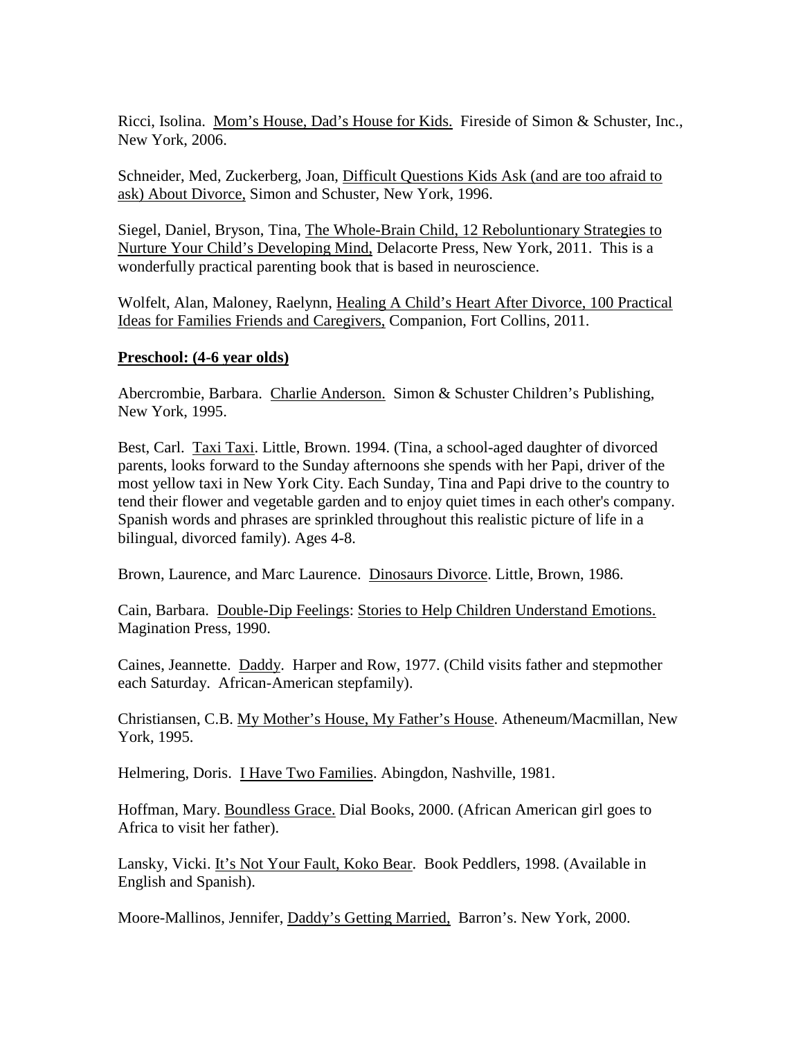Ricci, Isolina. Mom's House, Dad's House for Kids. Fireside of Simon & Schuster, Inc., New York, 2006.

Schneider, Med, Zuckerberg, Joan, Difficult Questions Kids Ask (and are too afraid to ask) About Divorce, Simon and Schuster, New York, 1996.

Siegel, Daniel, Bryson, Tina, The Whole-Brain Child, 12 Reboluntionary Strategies to Nurture Your Child's Developing Mind, Delacorte Press, New York, 2011. This is a wonderfully practical parenting book that is based in neuroscience.

Wolfelt, Alan, Maloney, Raelynn, Healing A Child's Heart After Divorce, 100 Practical Ideas for Families Friends and Caregivers, Companion, Fort Collins, 2011.

**Preschool: (4-6 year olds)**

Abercrombie, Barbara. Charlie Anderson. Simon & Schuster Children's Publishing, New York, 1995.

Best, Carl. Taxi Taxi. Little, Brown. 1994. (Tina, a school-aged daughter of divorced parents, looks forward to the Sunday afternoons she spends with her Papi, driver of the most yellow taxi in New York City. Each Sunday, Tina and Papi drive to the country to tend their flower and vegetable garden and to enjoy quiet times in each other's company. Spanish words and phrases are sprinkled throughout this realistic picture of life in a bilingual, divorced family). Ages 4-8.

Brown, Laurence, and Marc Laurence. Dinosaurs Divorce. Little, Brown, 1986.

Cain, Barbara. Double-Dip Feelings: Stories to Help Children Understand Emotions. Magination Press, 1990.

Caines, Jeannette. Daddy. Harper and Row, 1977. (Child visits father and stepmother each Saturday. African-American stepfamily).

Christiansen, C.B. My Mother's House, My Father's House. Atheneum/Macmillan, New York, 1995.

Helmering, Doris. I Have Two Families. Abingdon, Nashville, 1981.

Hoffman, Mary. Boundless Grace. Dial Books, 2000. (African American girl goes to Africa to visit her father).

Lansky, Vicki. It's Not Your Fault, Koko Bear. Book Peddlers, 1998. (Available in English and Spanish).

Moore-Mallinos, Jennifer, Daddy's Getting Married, Barron's. New York, 2000.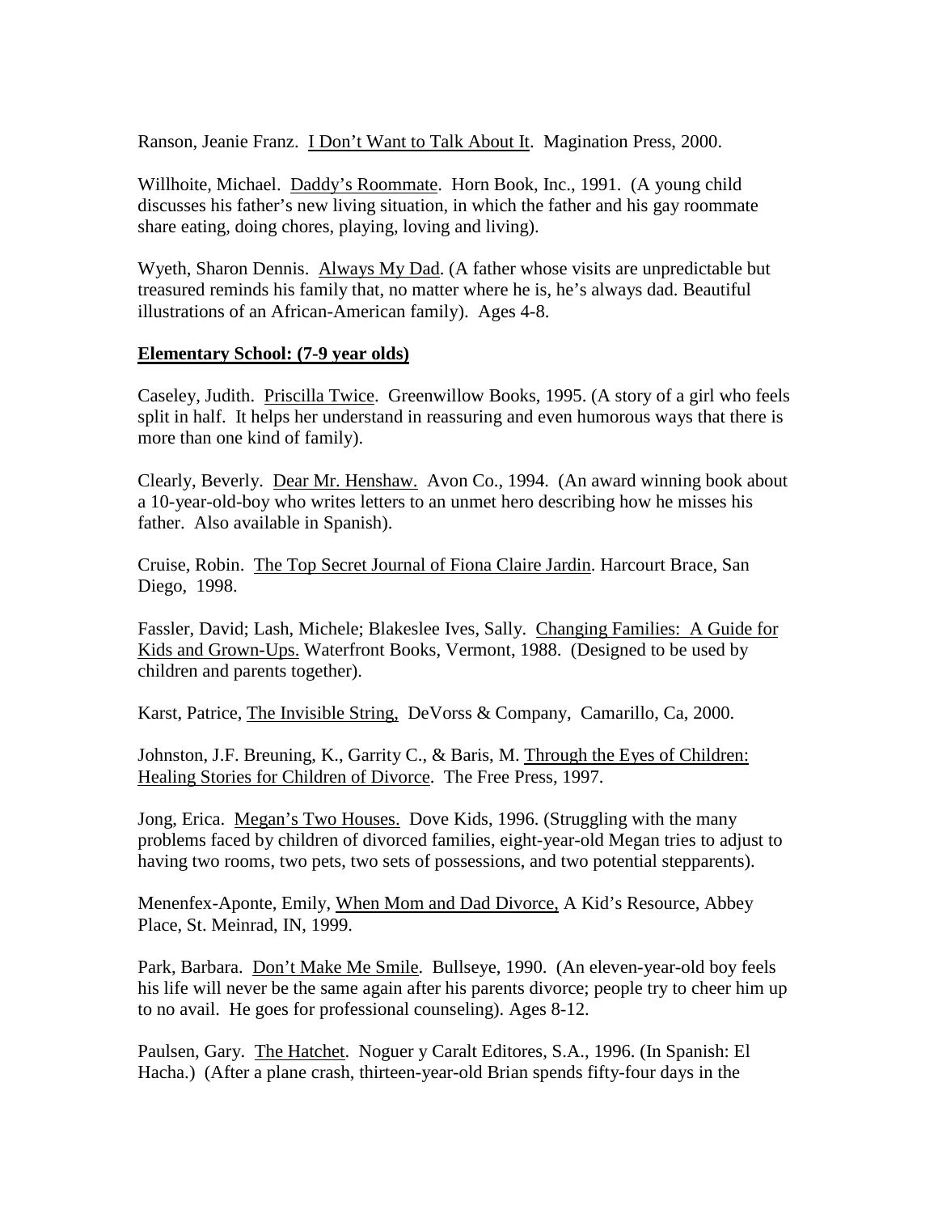Ranson, Jeanie Franz. I Don't Want to Talk About It. Magination Press, 2000.

Willhoite, Michael. Daddy's Roommate. Horn Book, Inc., 1991. (A young child discusses his father's new living situation, in which the father and his gay roommate share eating, doing chores, playing, loving and living).

Wyeth, Sharon Dennis. Always My Dad. (A father whose visits are unpredictable but treasured reminds his family that, no matter where he is, he's always dad. Beautiful illustrations of an African-American family). Ages 4-8.

**Elementary School: (7-9 year olds)**

Caseley, Judith. Priscilla Twice. Greenwillow Books, 1995. (A story of a girl who feels split in half. It helps her understand in reassuring and even humorous ways that there is more than one kind of family).

Clearly, Beverly. Dear Mr. Henshaw. Avon Co., 1994. (An award winning book about a 10-year-old-boy who writes letters to an unmet hero describing how he misses his father. Also available in Spanish).

Cruise, Robin. The Top Secret Journal of Fiona Claire Jardin. Harcourt Brace, San Diego, 1998.

Fassler, David; Lash, Michele; Blakeslee Ives, Sally. Changing Families: A Guide for Kids and Grown-Ups. Waterfront Books, Vermont, 1988. (Designed to be used by children and parents together).

Karst, Patrice, The Invisible String, DeVorss & Company, Camarillo, Ca, 2000.

Johnston, J.F. Breuning, K., Garrity C., & Baris, M. Through the Eyes of Children: Healing Stories for Children of Divorce. The Free Press, 1997.

Jong, Erica. Megan's Two Houses. Dove Kids, 1996. (Struggling with the many problems faced by children of divorced families, eight-year-old Megan tries to adjust to having two rooms, two pets, two sets of possessions, and two potential stepparents).

Menenfex-Aponte, Emily, When Mom and Dad Divorce, A Kid's Resource, Abbey Place, St. Meinrad, IN, 1999.

Park, Barbara. Don't Make Me Smile. Bullseye, 1990. (An eleven-year-old boy feels his life will never be the same again after his parents divorce; people try to cheer him up to no avail. He goes for professional counseling). Ages 8-12.

Paulsen, Gary. The Hatchet. Noguer y Caralt Editores, S.A., 1996. (In Spanish: El Hacha.) (After a plane crash, thirteen-year-old Brian spends fifty-four days in the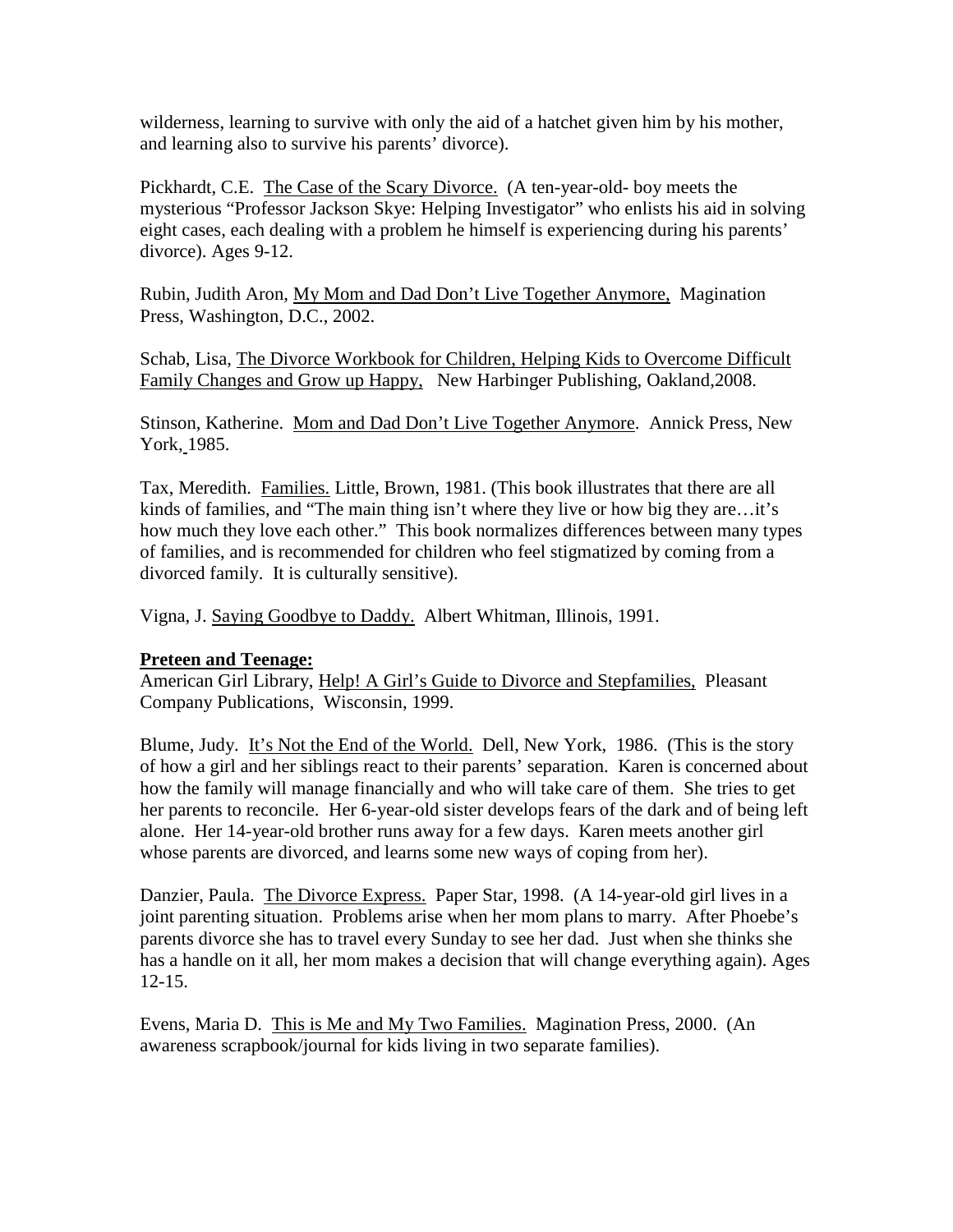wilderness, learning to survive with only the aid of a hatchet given him by his mother, and learning also to survive his parents' divorce).

Pickhardt, C.E. The Case of the Scary Divorce. (A ten-year-old- boy meets the mysterious "Professor Jackson Skye: Helping Investigator" who enlists his aid in solving eight cases, each dealing with a problem he himself is experiencing during his parents' divorce). Ages 9-12.

Rubin, Judith Aron, My Mom and Dad Don't Live Together Anymore, Magination Press, Washington, D.C., 2002.

Schab, Lisa, The Divorce Workbook for Children, Helping Kids to Overcome Difficult Family Changes and Grow up Happy, New Harbinger Publishing, Oakland,2008.

Stinson, Katherine. Mom and Dad Don't Live Together Anymore. Annick Press, New York, 1985.

Tax, Meredith. Families. Little, Brown, 1981. (This book illustrates that there are all kinds of families, and "The main thing isn't where they live or how big they are…it's how much they love each other." This book normalizes differences between many types of families, and is recommended for children who feel stigmatized by coming from a divorced family. It is culturally sensitive).

Vigna, J. Saying Goodbye to Daddy. Albert Whitman, Illinois, 1991.

**Preteen and Teenage:**

American Girl Library, Help! A Girl's Guide to Divorce and Stepfamilies, Pleasant Company Publications, Wisconsin, 1999.

Blume, Judy. It's Not the End of the World. Dell, New York, 1986. (This is the story of how a girl and her siblings react to their parents' separation. Karen is concerned about how the family will manage financially and who will take care of them. She tries to get her parents to reconcile. Her 6-year-old sister develops fears of the dark and of being left alone. Her 14-year-old brother runs away for a few days. Karen meets another girl whose parents are divorced, and learns some new ways of coping from her).

Danzier, Paula. The Divorce Express. Paper Star, 1998. (A 14-year-old girl lives in a joint parenting situation. Problems arise when her mom plans to marry. After Phoebe's parents divorce she has to travel every Sunday to see her dad. Just when she thinks she has a handle on it all, her mom makes a decision that will change everything again). Ages 12-15.

Evens, Maria D. This is Me and My Two Families. Magination Press, 2000. (An awareness scrapbook/journal for kids living in two separate families).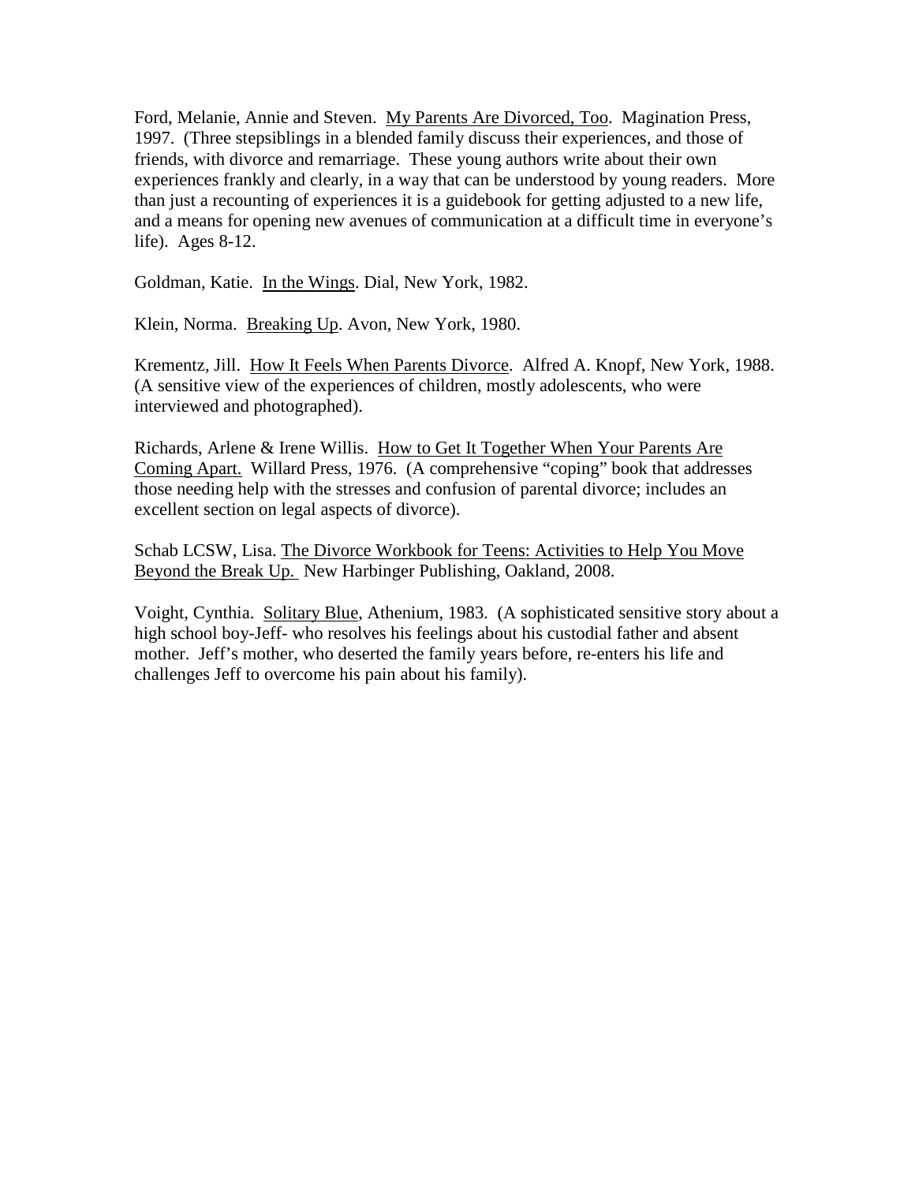Ford, Melanie, Annie and Steven. <u>My Parents Are Divorced, Too</u>. Magination Press, 1997. (Three stepsiblings in a blended family discuss their experiences, and those of friends, with divorce and remarriage. These young authors write about their own experiences frankly and clearly, in a way that can be understood by young readers. More than just a recounting of experiences it is a guidebook for getting adjusted to a new life, and a means for opening new avenues of communication at a difficult time in everyone's life). Ages 8-12.

Goldman, Katie. <u>In the Wings</u>. Dial, New York, 1982.

Klein, Norma. <u>Breaking Up</u>. Avon, New York, 1980.

Krementz, Jill. <u>How It Feels When Parents Divorce</u>. Alfred A. Knopf, New York, 1988. (A sensitive view of the experiences of children, mostly adolescents, who were interviewed and photographed).

Richards, Arlene & Irene Willis. <u>How to Get It Together When Your Parents Are Coming Apart.</u> Willard Press, 1976. (A comprehensive "coping" book that addresses those needing help with the stresses and confusion of parental divorce; includes an excellent section on legal aspects of divorce).

Schab LCSW, Lisa. <u>The Divorce Workbook for Teens: Activities to Help You Move Beyond the Break Up.</u> New Harbinger Publishing, Oakland, 2008.

Voight, Cynthia. <u>Solitary Blue</u>, Athenium, 1983. (A sophisticated sensitive story about a high school boy-Jeff- who resolves his feelings about his custodial father and absent mother. Jeff's mother, who deserted the family years before, re-enters his life and challenges Jeff to overcome his pain about his family).